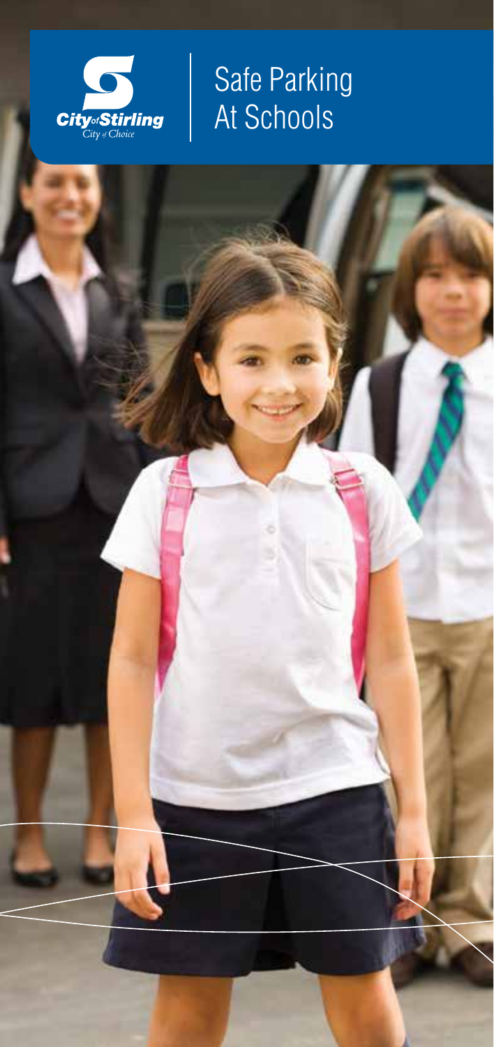City of Stirling
City of Choice

# Safe Parking At Schools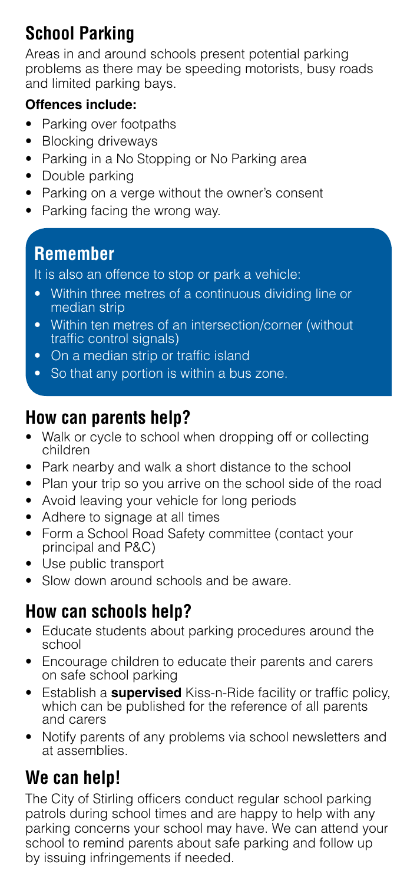## School Parking

Areas in and around schools present potential parking problems as there may be speeding motorists, busy roads and limited parking bays.

**Offences include:**

- Parking over footpaths
- Blocking driveways
- Parking in a No Stopping or No Parking area
- Double parking
- Parking on a verge without the owner's consent
- Parking facing the wrong way.

### Remember

It is also an offence to stop or park a vehicle:

- Within three metres of a continuous dividing line or median strip
- Within ten metres of an intersection/corner (without traffic control signals)
- On a median strip or traffic island
- So that any portion is within a bus zone.

## How can parents help?

- Walk or cycle to school when dropping off or collecting children
- Park nearby and walk a short distance to the school
- Plan your trip so you arrive on the school side of the road
- Avoid leaving your vehicle for long periods
- Adhere to signage at all times
- Form a School Road Safety committee (contact your principal and P&C)
- Use public transport
- Slow down around schools and be aware.

## How can schools help?

- Educate students about parking procedures around the school
- Encourage children to educate their parents and carers on safe school parking
- Establish a **supervised** Kiss-n-Ride facility or traffic policy, which can be published for the reference of all parents and carers
- Notify parents of any problems via school newsletters and at assemblies.

## We can help!

The City of Stirling officers conduct regular school parking patrols during school times and are happy to help with any parking concerns your school may have. We can attend your school to remind parents about safe parking and follow up by issuing infringements if needed.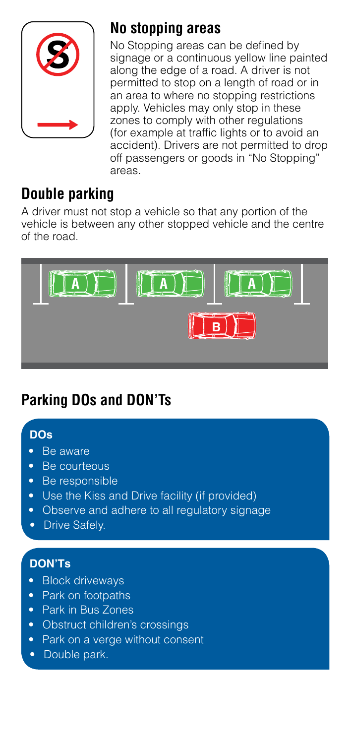## No stopping areas

No Stopping areas can be defined by signage or a continuous yellow line painted along the edge of a road. A driver is not permitted to stop on a length of road or in an area to where no stopping restrictions apply. Vehicles may only stop in these zones to comply with other regulations (for example at traffic lights or to avoid an accident). Drivers are not permitted to drop off passengers or goods in "No Stopping" areas.

## Double parking

A driver must not stop a vehicle so that any portion of the vehicle is between any other stopped vehicle and the centre of the road.

## Parking DOs and DON'Ts

**DOs**

- Be aware
- Be courteous
- Be responsible
- Use the Kiss and Drive facility (if provided)
- Observe and adhere to all regulatory signage
- Drive Safely.

**DON'Ts**

- Block driveways
- Park on footpaths
- Park in Bus Zones
- Obstruct children's crossings
- Park on a verge without consent
- Double park.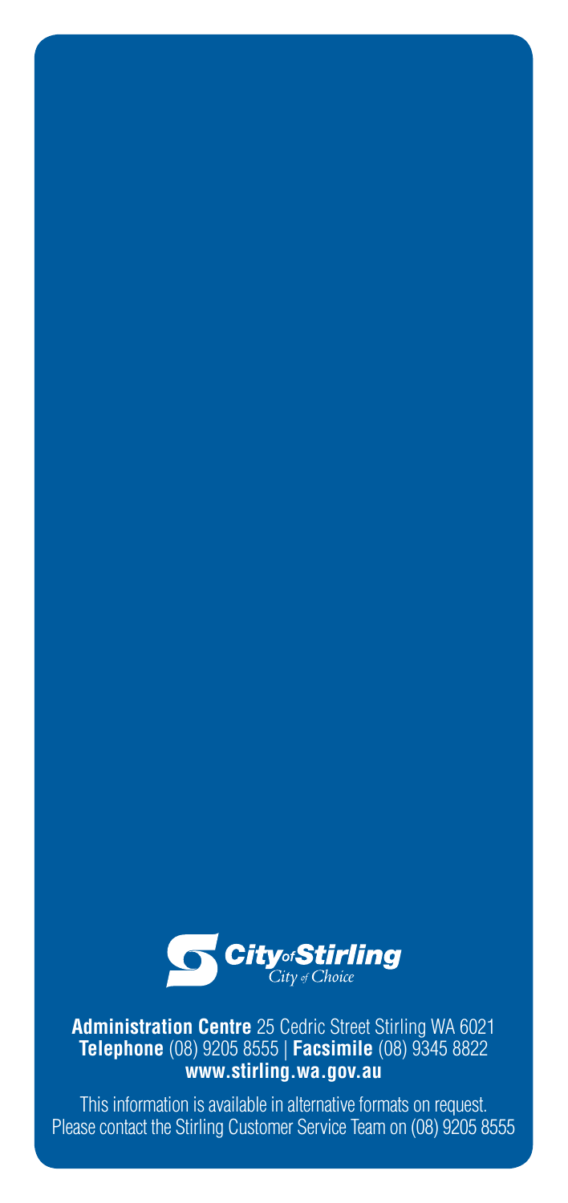City of Stirling
City of Choice

**Administration Centre** 25 Cedric Street Stirling WA 6021
**Telephone** (08) 9205 8555 | **Facsimile** (08) 9345 8822
**www.stirling.wa.gov.au**

This information is available in alternative formats on request.
Please contact the Stirling Customer Service Team on (08) 9205 8555